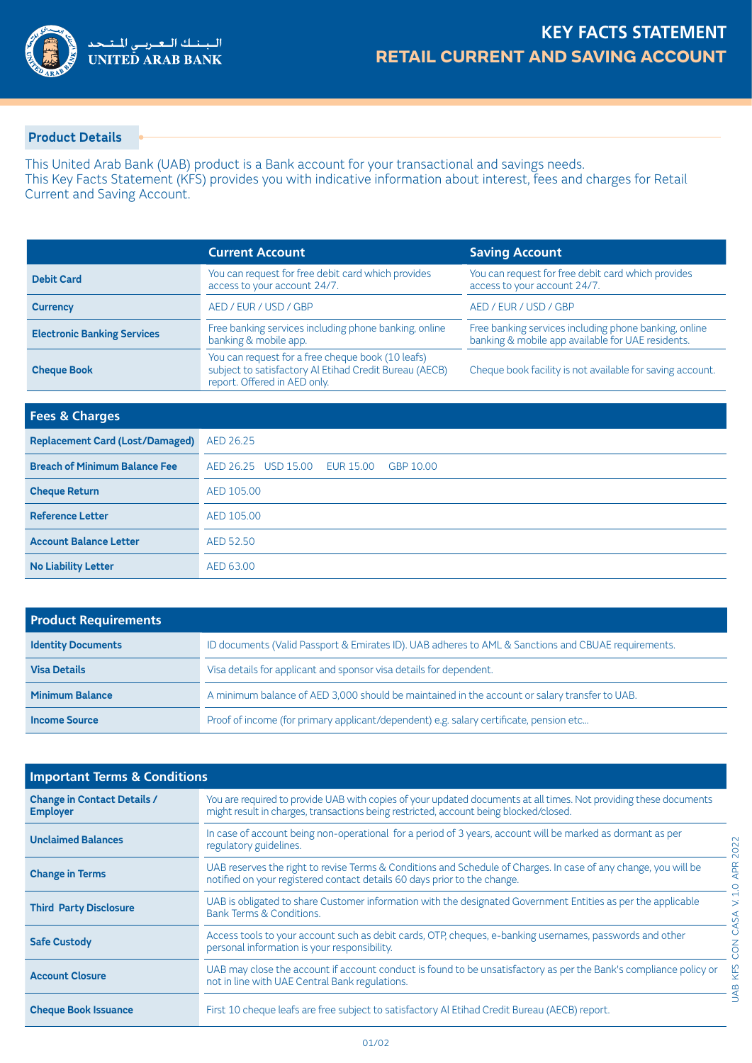# KEY FACTS STATEMENT
## RETAIL CURRENT AND SAVING ACCOUNT

### Product Details

This United Arab Bank (UAB) product is a Bank account for your transactional and savings needs.
This Key Facts Statement (KFS) provides you with indicative information about interest, fees and charges for Retail Current and Saving Account.

| | Current Account | Saving Account |
|---|---|---|
| **Debit Card** | You can request for free debit card which provides access to your account 24/7. | You can request for free debit card which provides access to your account 24/7. |
| **Currency** | AED / EUR / USD / GBP | AED / EUR / USD / GBP |
| **Electronic Banking Services** | Free banking services including phone banking, online banking & mobile app. | Free banking services including phone banking, online banking & mobile app available for UAE residents. |
| **Cheque Book** | You can request for a free cheque book (10 leafs) subject to satisfactory Al Etihad Credit Bureau (AECB) report. Offered in AED only. | Cheque book facility is not available for saving account. |

| Fees & Charges | |
|---|---|
| **Replacement Card (Lost/Damaged)** | AED 26.25 |
| **Breach of Minimum Balance Fee** | AED 26.25 USD 15.00 EUR 15.00 GBP 10.00 |
| **Cheque Return** | AED 105.00 |
| **Reference Letter** | AED 105.00 |
| **Account Balance Letter** | AED 52.50 |
| **No Liability Letter** | AED 63.00 |

| Product Requirements | |
|---|---|
| **Identity Documents** | ID documents (Valid Passport & Emirates ID). UAB adheres to AML & Sanctions and CBUAE requirements. |
| **Visa Details** | Visa details for applicant and sponsor visa details for dependent. |
| **Minimum Balance** | A minimum balance of AED 3,000 should be maintained in the account or salary transfer to UAB. |
| **Income Source** | Proof of income (for primary applicant/dependent) e.g. salary certificate, pension etc... |

| Important Terms & Conditions | |
|---|---|
| **Change in Contact Details / Employer** | You are required to provide UAB with copies of your updated documents at all times. Not providing these documents might result in charges, transactions being restricted, account being blocked/closed. |
| **Unclaimed Balances** | In case of account being non-operational for a period of 3 years, account will be marked as dormant as per regulatory guidelines. |
| **Change in Terms** | UAB reserves the right to revise Terms & Conditions and Schedule of Charges. In case of any change, you will be notified on your registered contact details 60 days prior to the change. |
| **Third Party Disclosure** | UAB is obligated to share Customer information with the designated Government Entities as per the applicable Bank Terms & Conditions. |
| **Safe Custody** | Access tools to your account such as debit cards, OTP, cheques, e-banking usernames, passwords and other personal information is your responsibility. |
| **Account Closure** | UAB may close the account if account conduct is found to be unsatisfactory as per the Bank's compliance policy or not in line with UAE Central Bank regulations. |
| **Cheque Book Issuance** | First 10 cheque leafs are free subject to satisfactory Al Etihad Credit Bureau (AECB) report. |

UAB KFS CON CASA V.1.0 APR 2022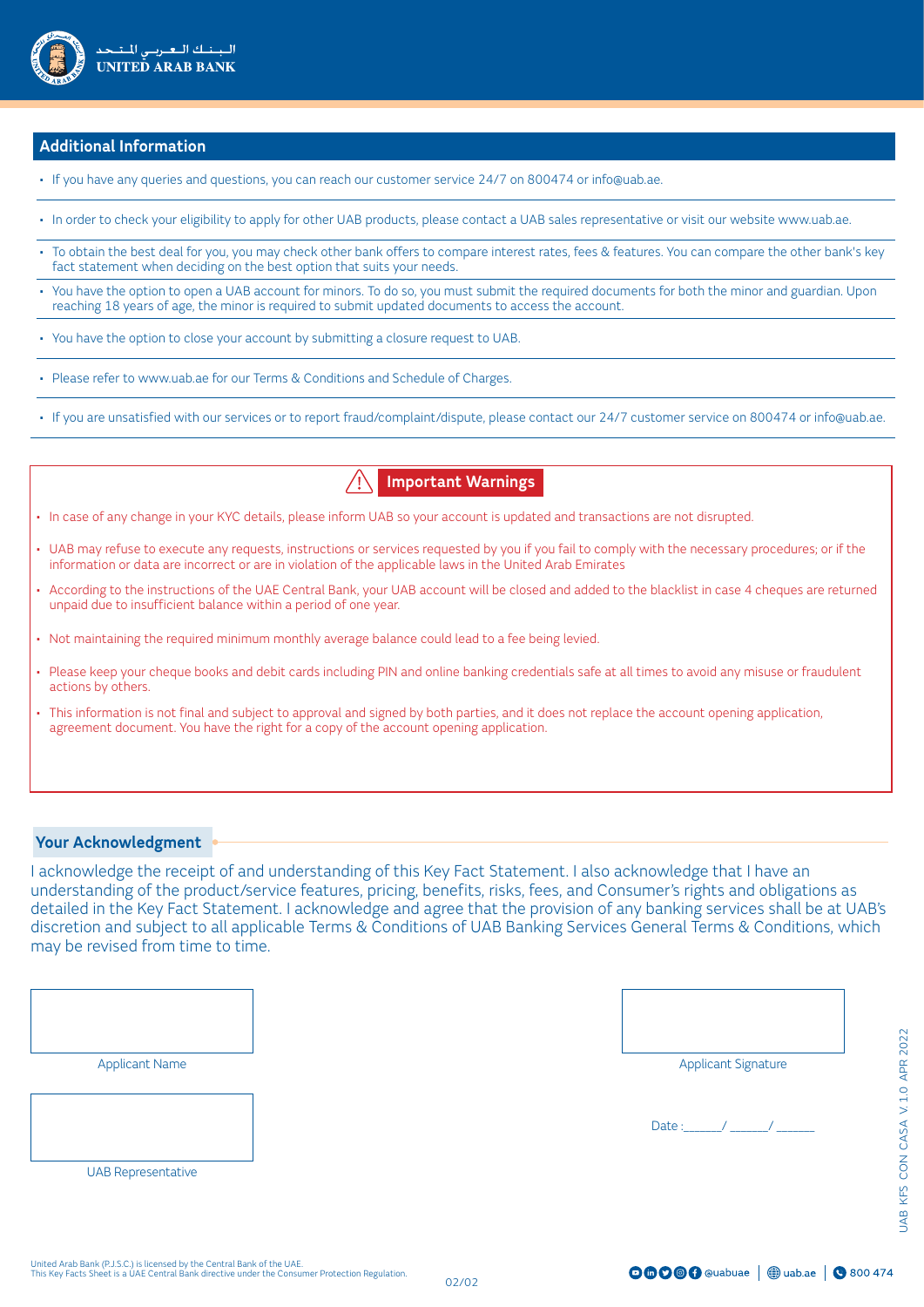## Additional Information

- If you have any queries and questions, you can reach our customer service 24/7 on 800474 or info@uab.ae.
- In order to check your eligibility to apply for other UAB products, please contact a UAB sales representative or visit our website www.uab.ae.
- To obtain the best deal for you, you may check other bank offers to compare interest rates, fees & features. You can compare the other bank's key fact statement when deciding on the best option that suits your needs.
- You have the option to open a UAB account for minors. To do so, you must submit the required documents for both the minor and guardian. Upon reaching 18 years of age, the minor is required to submit updated documents to access the account.
- You have the option to close your account by submitting a closure request to UAB.
- Please refer to www.uab.ae for our Terms & Conditions and Schedule of Charges.
- If you are unsatisfied with our services or to report fraud/complaint/dispute, please contact our 24/7 customer service on 800474 or info@uab.ae.

## Important Warnings

- In case of any change in your KYC details, please inform UAB so your account is updated and transactions are not disrupted.
- UAB may refuse to execute any requests, instructions or services requested by you if you fail to comply with the necessary procedures; or if the information or data are incorrect or are in violation of the applicable laws in the United Arab Emirates
- According to the instructions of the UAE Central Bank, your UAB account will be closed and added to the blacklist in case 4 cheques are returned unpaid due to insufficient balance within a period of one year.
- Not maintaining the required minimum monthly average balance could lead to a fee being levied.
- Please keep your cheque books and debit cards including PIN and online banking credentials safe at all times to avoid any misuse or fraudulent actions by others.
- This information is not final and subject to approval and signed by both parties, and it does not replace the account opening application, agreement document. You have the right for a copy of the account opening application.

## Your Acknowledgment

I acknowledge the receipt of and understanding of this Key Fact Statement. I also acknowledge that I have an understanding of the product/service features, pricing, benefits, risks, fees, and Consumer's rights and obligations as detailed in the Key Fact Statement. I acknowledge and agree that the provision of any banking services shall be at UAB's discretion and subject to all applicable Terms & Conditions of UAB Banking Services General Terms & Conditions, which may be revised from time to time.

Applicant Name

Applicant Signature

UAB Representative

Date :\_\_\_\_\_\_/ \_\_\_\_\_\_/ \_\_\_\_\_\_

UAB KFS CON CASA V.1.0 APR 2022

United Arab Bank (P.J.S.C.) is licensed by the Central Bank of the UAE.
This Key Facts Sheet is a UAE Central Bank directive under the Consumer Protection Regulation.

@uabuae | uab.ae | 800 474